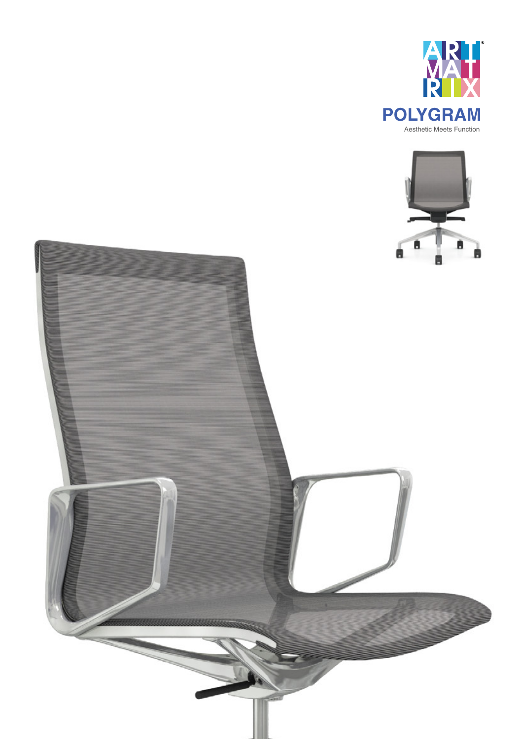ART MATRIX®

# POLYGRAM

Aesthetic Meets Function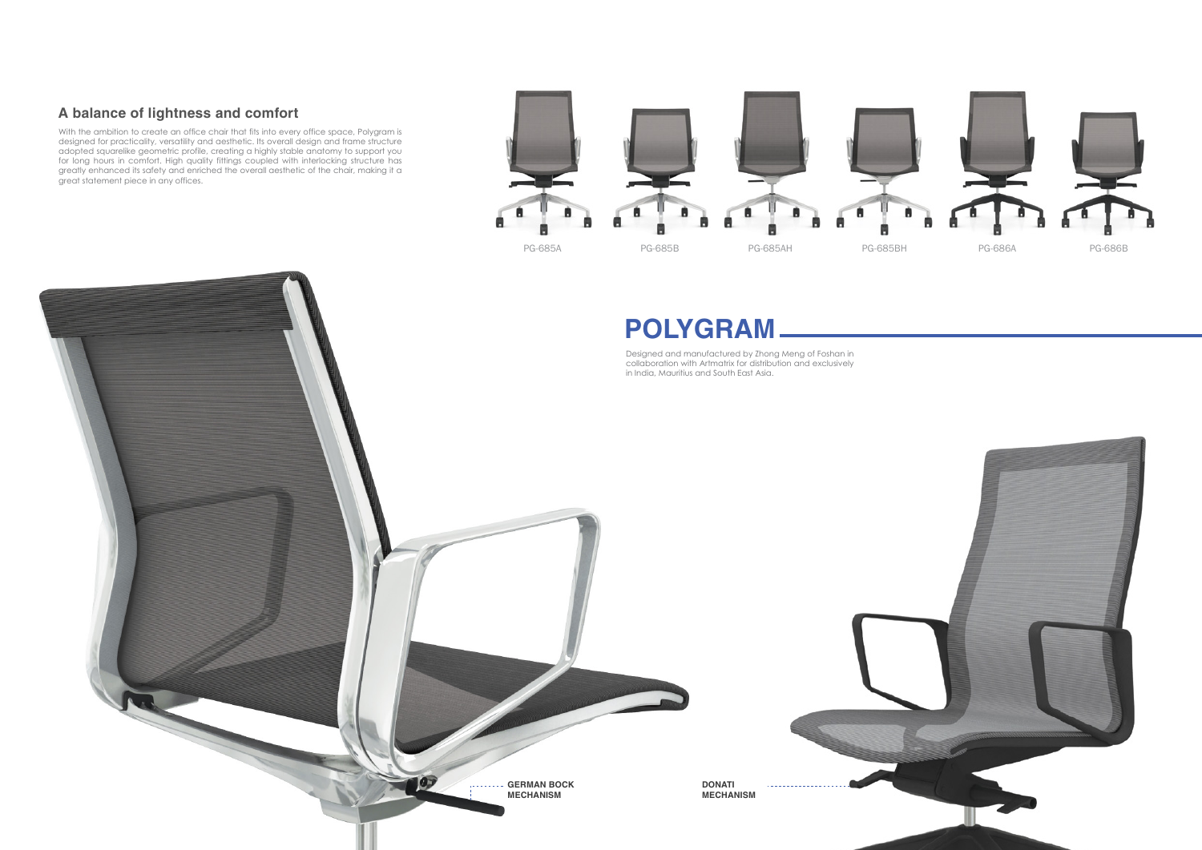## A balance of lightness and comfort

With the ambition to create an office chair that fits into every office space, Polygram is designed for practicality, versatility and aesthetic. Its overall design and frame structure adopted squarelike geometric profile, creating a highly stable anatomy to support you for long hours in comfort. High quality fittings coupled with interlocking structure has greatly enhanced its safety and enriched the overall aesthetic of the chair, making it a great statement piece in any offices.

PG-685A PG-685B PG-685AH PG-685BH PG-686A PG-686B

# POLYGRAM

Designed and manufactured by Zhong Meng of Foshan in collaboration with Artmatrix for distribution and exclusively in India, Mauritius and South East Asia.

**GERMAN BOCK MECHANISM**

**DONATI MECHANISM**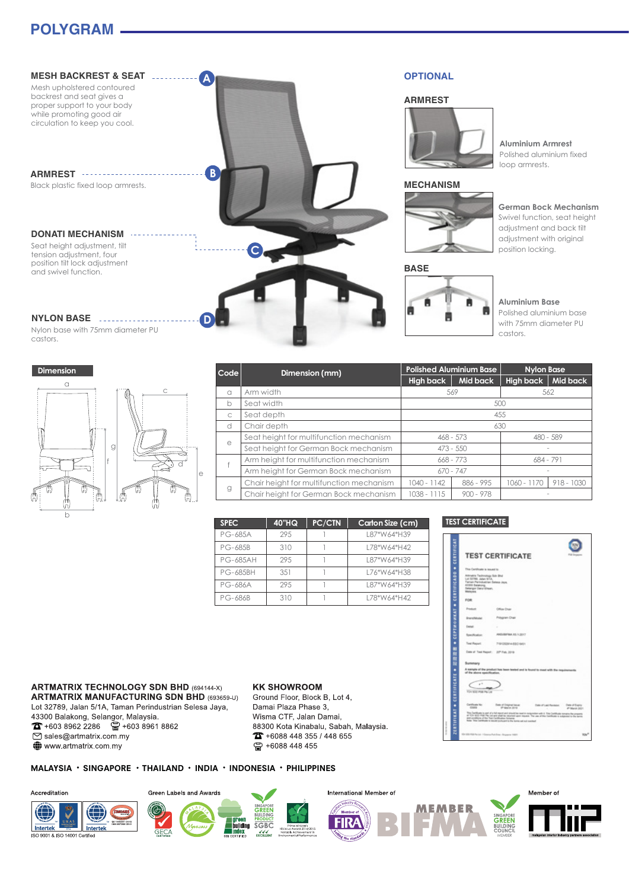# POLYGRAM

**MESH BACKREST & SEAT** A

Mesh upholstered contoured backrest and seat gives a proper support to your body while promoting good air circulation to keep you cool.

**ARMREST** B

Black plastic fixed loop armrests.

**DONATI MECHANISM** C

Seat height adjustment, tilt tension adjustment, four position tilt lock adjustment and swivel function.

**NYLON BASE** D

Nylon base with 75mm diameter PU castors.

## OPTIONAL

### ARMREST

**Aluminium Armrest**
Polished aluminium fixed loop armrests.

### MECHANISM

**German Bock Mechanism**
Swivel function, seat height adjustment and back tilt adjustment with original position locking.

### BASE

**Aluminium Base**
Polished aluminium base with 75mm diameter PU castors.

## Dimension

| Code | Dimension (mm) | Polished Aluminium Base | | Nylon Base | |
|---|---|---|---|---|---|
| | | High back | Mid back | High back | Mid back |
| a | Arm width | 569 | | 562 | |
| b | Seat width | 500 | | | |
| c | Seat depth | 455 | | | |
| d | Chair depth | 630 | | | |
| e | Seat height for multifunction mechanism | 468 - 573 | | 480 - 589 | |
| | Seat height for German Bock mechanism | 473 - 550 | | - | |
| f | Arm height for multifunction mechanism | 668 - 773 | | 684 - 791 | |
| | Arm height for German Bock mechanism | 670 - 747 | | - | |
| g | Chair height for multifunction mechanism | 1040 - 1142 | 886 - 995 | 1060 - 1170 | 918 - 1030 |
| | Chair height for German Bock mechanism | 1038 - 1115 | 900 - 978 | - | |

| SPEC | 40"HQ | PC/CTN | Carton Size (cm) |
|---|---|---|---|
| PG-685A | 295 | 1 | L87"W64"H39 |
| PG-685B | 310 | 1 | L78"W64"H42 |
| PG-685AH | 295 | 1 | L87"W64"H39 |
| PG-685BH | 351 | 1 | L76"W64"H38 |
| PG-686A | 295 | 1 | L87"W64"H39 |
| PG-686B | 310 | 1 | L78"W64"H42 |

## TEST CERTIFICATE

**ARTMATRIX TECHNOLOGY SDN BHD** (694144-X)
**ARTMATRIX MANUFACTURING SDN BHD** (693659-U)
Lot 32789, Jalan 5/1A, Taman Perindustrian Selesa Jaya,
43300 Balakong, Selangor, Malaysia.
+603 8962 2286 +603 8961 8862
sales@artmatrix.com.my
www.artmatrix.com.my

**KK SHOWROOM**
Ground Floor, Block B, Lot 4,
Damai Plaza Phase 3,
Wisma CTF, Jalan Damai,
88300 Kota Kinabalu, Sabah, Malaysia.
+6088 448 355 / 448 655
+6088 448 455

**MALAYSIA • SINGAPORE • THAILAND • INDIA • INDONESIA • PHILIPPINES**

Accreditation — ISO 9001 & ISO 14001 Certified

Green Labels and Awards

International Member of

Member of